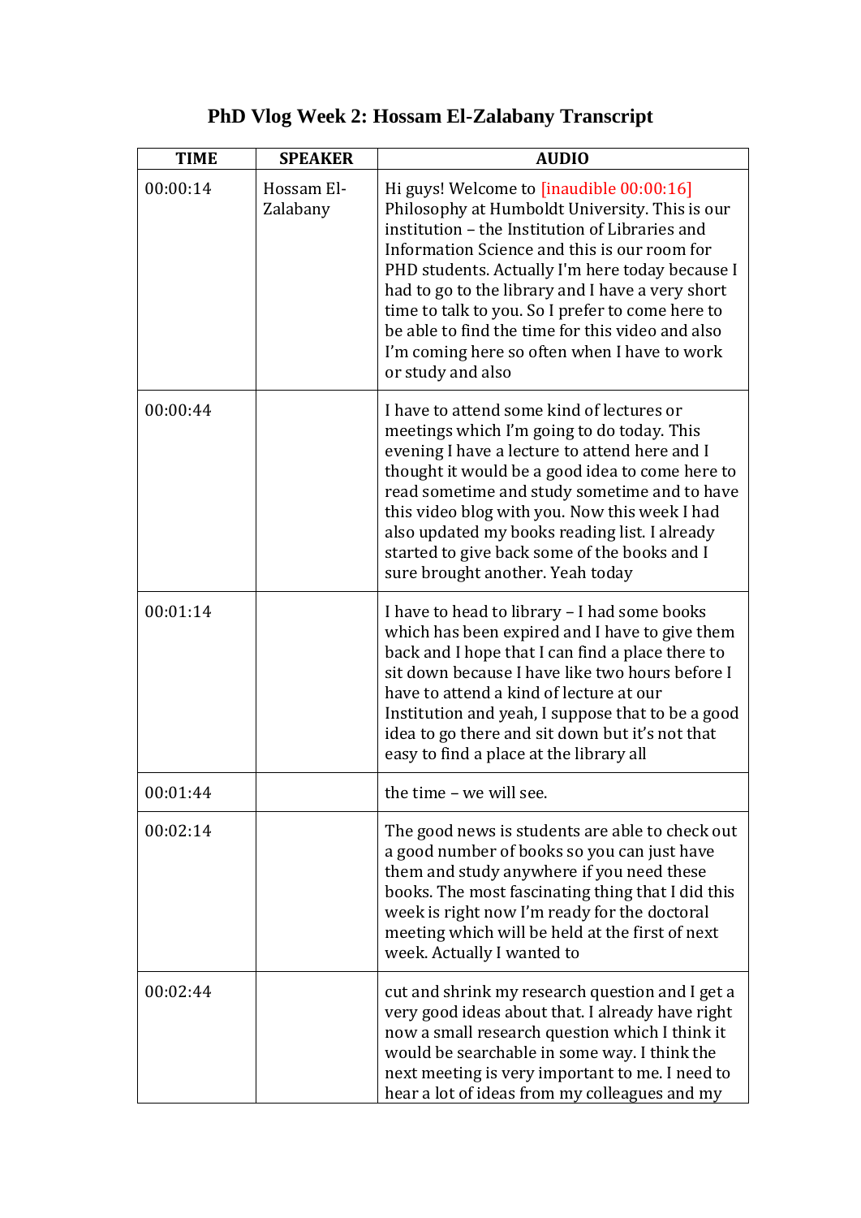# PhD Vlog Week 2: Hossam El-Zalabany Transcript

| TIME | SPEAKER | AUDIO |
| --- | --- | --- |
| 00:00:14 | Hossam El-Zalabany | Hi guys! Welcome to [inaudible 00:00:16] Philosophy at Humboldt University. This is our institution – the Institution of Libraries and Information Science and this is our room for PHD students. Actually I'm here today because I had to go to the library and I have a very short time to talk to you. So I prefer to come here to be able to find the time for this video and also I'm coming here so often when I have to work or study and also |
| 00:00:44 | | I have to attend some kind of lectures or meetings which I'm going to do today. This evening I have a lecture to attend here and I thought it would be a good idea to come here to read sometime and study sometime and to have this video blog with you. Now this week I had also updated my books reading list. I already started to give back some of the books and I sure brought another. Yeah today |
| 00:01:14 | | I have to head to library – I had some books which has been expired and I have to give them back and I hope that I can find a place there to sit down because I have like two hours before I have to attend a kind of lecture at our Institution and yeah, I suppose that to be a good idea to go there and sit down but it's not that easy to find a place at the library all |
| 00:01:44 | | the time – we will see. |
| 00:02:14 | | The good news is students are able to check out a good number of books so you can just have them and study anywhere if you need these books. The most fascinating thing that I did this week is right now I'm ready for the doctoral meeting which will be held at the first of next week. Actually I wanted to |
| 00:02:44 | | cut and shrink my research question and I get a very good ideas about that. I already have right now a small research question which I think it would be searchable in some way. I think the next meeting is very important to me. I need to hear a lot of ideas from my colleagues and my |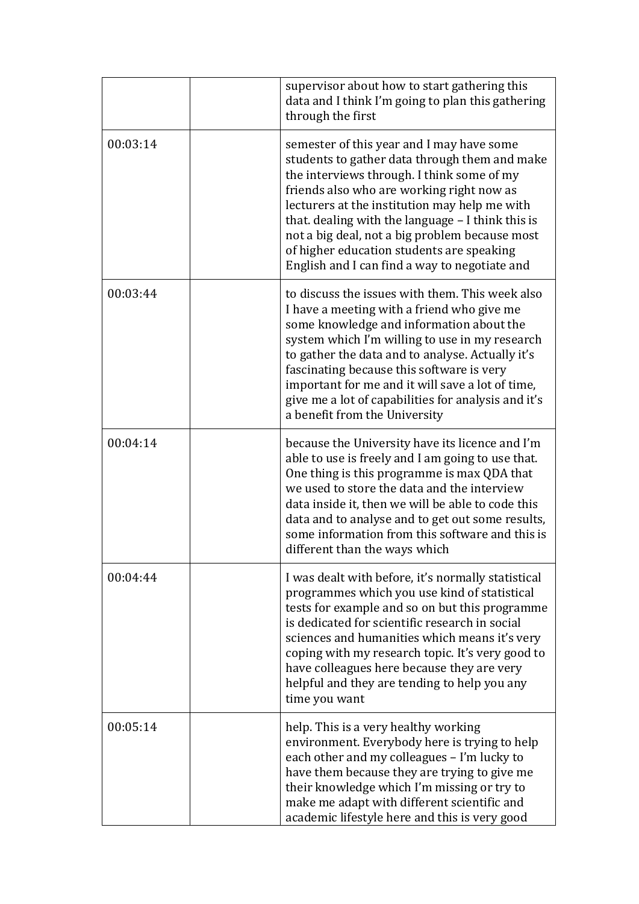| | | |
|---|---|---|
| | | supervisor about how to start gathering this data and I think I'm going to plan this gathering through the first |
| 00:03:14 | | semester of this year and I may have some students to gather data through them and make the interviews through. I think some of my friends also who are working right now as lecturers at the institution may help me with that. dealing with the language – I think this is not a big deal, not a big problem because most of higher education students are speaking English and I can find a way to negotiate and |
| 00:03:44 | | to discuss the issues with them. This week also I have a meeting with a friend who give me some knowledge and information about the system which I'm willing to use in my research to gather the data and to analyse. Actually it's fascinating because this software is very important for me and it will save a lot of time, give me a lot of capabilities for analysis and it's a benefit from the University |
| 00:04:14 | | because the University have its licence and I'm able to use is freely and I am going to use that. One thing is this programme is max QDA that we used to store the data and the interview data inside it, then we will be able to code this data and to analyse and to get out some results, some information from this software and this is different than the ways which |
| 00:04:44 | | I was dealt with before, it's normally statistical programmes which you use kind of statistical tests for example and so on but this programme is dedicated for scientific research in social sciences and humanities which means it's very coping with my research topic. It's very good to have colleagues here because they are very helpful and they are tending to help you any time you want |
| 00:05:14 | | help. This is a very healthy working environment. Everybody here is trying to help each other and my colleagues – I'm lucky to have them because they are trying to give me their knowledge which I'm missing or try to make me adapt with different scientific and academic lifestyle here and this is very good |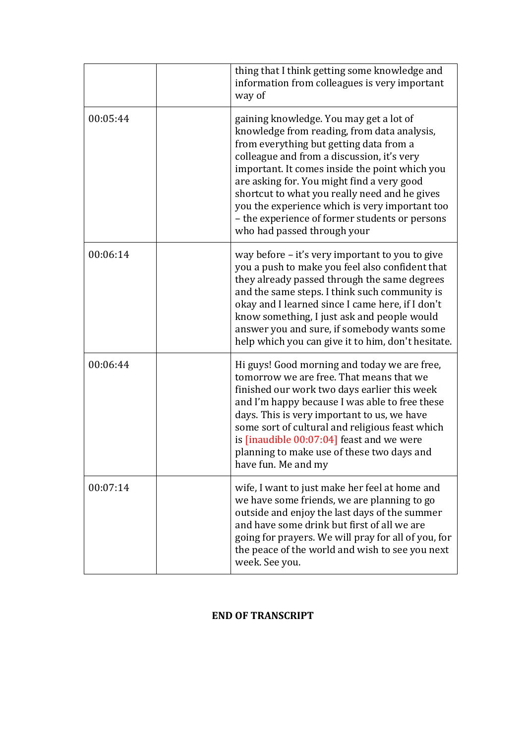| | | |
|---|---|---|
| | | thing that I think getting some knowledge and information from colleagues is very important way of |
| 00:05:44 | | gaining knowledge. You may get a lot of knowledge from reading, from data analysis, from everything but getting data from a colleague and from a discussion, it's very important. It comes inside the point which you are asking for. You might find a very good shortcut to what you really need and he gives you the experience which is very important too – the experience of former students or persons who had passed through your |
| 00:06:14 | | way before – it's very important to you to give you a push to make you feel also confident that they already passed through the same degrees and the same steps. I think such community is okay and I learned since I came here, if I don't know something, I just ask and people would answer you and sure, if somebody wants some help which you can give it to him, don't hesitate. |
| 00:06:44 | | Hi guys! Good morning and today we are free, tomorrow we are free. That means that we finished our work two days earlier this week and I'm happy because I was able to free these days. This is very important to us, we have some sort of cultural and religious feast which is [inaudible 00:07:04] feast and we were planning to make use of these two days and have fun. Me and my |
| 00:07:14 | | wife, I want to just make her feel at home and we have some friends, we are planning to go outside and enjoy the last days of the summer and have some drink but first of all we are going for prayers. We will pray for all of you, for the peace of the world and wish to see you next week. See you. |

**END OF TRANSCRIPT**